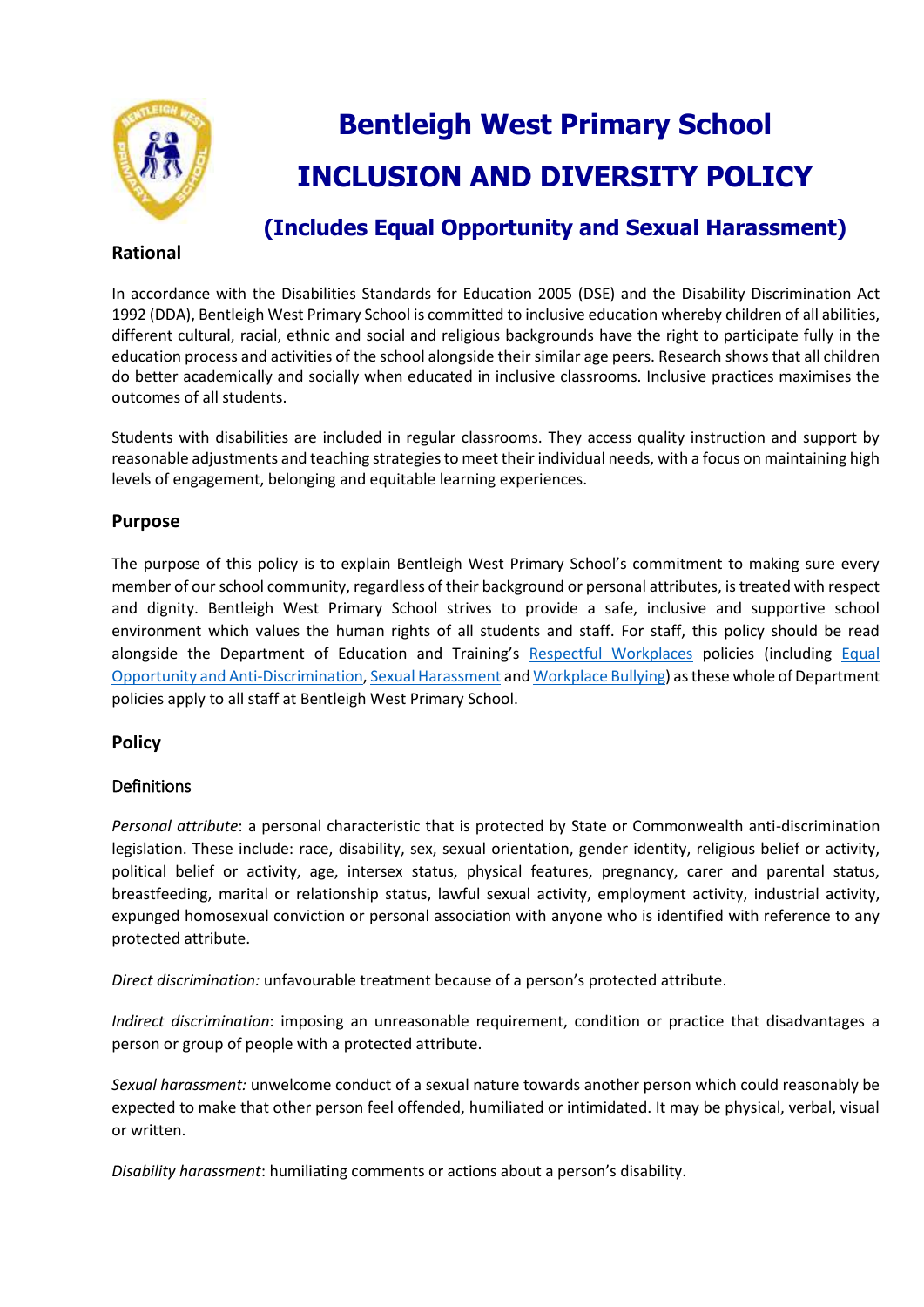# Bentleigh West Primary School

# INCLUSION AND DIVERSITY POLICY

## (Includes Equal Opportunity and Sexual Harassment)

## Rational

In accordance with the Disabilities Standards for Education 2005 (DSE) and the Disability Discrimination Act 1992 (DDA), Bentleigh West Primary School is committed to inclusive education whereby children of all abilities, different cultural, racial, ethnic and social and religious backgrounds have the right to participate fully in the education process and activities of the school alongside their similar age peers. Research shows that all children do better academically and socially when educated in inclusive classrooms. Inclusive practices maximises the outcomes of all students.

Students with disabilities are included in regular classrooms. They access quality instruction and support by reasonable adjustments and teaching strategies to meet their individual needs, with a focus on maintaining high levels of engagement, belonging and equitable learning experiences.

## Purpose

The purpose of this policy is to explain Bentleigh West Primary School's commitment to making sure every member of our school community, regardless of their background or personal attributes, is treated with respect and dignity. Bentleigh West Primary School strives to provide a safe, inclusive and supportive school environment which values the human rights of all students and staff. For staff, this policy should be read alongside the Department of Education and Training's Respectful Workplaces policies (including Equal Opportunity and Anti-Discrimination, Sexual Harassment and Workplace Bullying) as these whole of Department policies apply to all staff at Bentleigh West Primary School.

## Policy

### Definitions

*Personal attribute*: a personal characteristic that is protected by State or Commonwealth anti-discrimination legislation. These include: race, disability, sex, sexual orientation, gender identity, religious belief or activity, political belief or activity, age, intersex status, physical features, pregnancy, carer and parental status, breastfeeding, marital or relationship status, lawful sexual activity, employment activity, industrial activity, expunged homosexual conviction or personal association with anyone who is identified with reference to any protected attribute.

*Direct discrimination:* unfavourable treatment because of a person's protected attribute.

*Indirect discrimination*: imposing an unreasonable requirement, condition or practice that disadvantages a person or group of people with a protected attribute.

*Sexual harassment:* unwelcome conduct of a sexual nature towards another person which could reasonably be expected to make that other person feel offended, humiliated or intimidated. It may be physical, verbal, visual or written.

*Disability harassment*: humiliating comments or actions about a person's disability.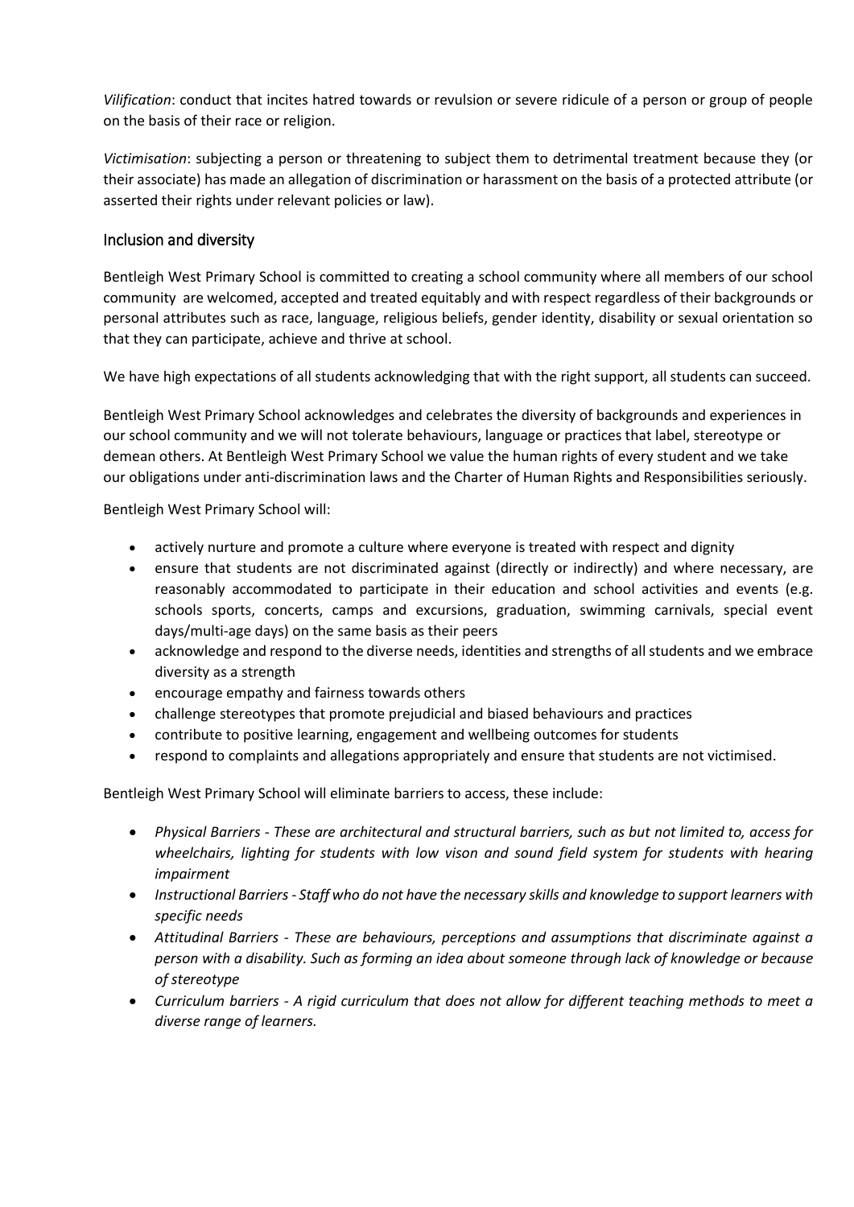*Vilification*: conduct that incites hatred towards or revulsion or severe ridicule of a person or group of people on the basis of their race or religion.

*Victimisation*: subjecting a person or threatening to subject them to detrimental treatment because they (or their associate) has made an allegation of discrimination or harassment on the basis of a protected attribute (or asserted their rights under relevant policies or law).

## Inclusion and diversity

Bentleigh West Primary School is committed to creating a school community where all members of our school community are welcomed, accepted and treated equitably and with respect regardless of their backgrounds or personal attributes such as race, language, religious beliefs, gender identity, disability or sexual orientation so that they can participate, achieve and thrive at school.

We have high expectations of all students acknowledging that with the right support, all students can succeed.

Bentleigh West Primary School acknowledges and celebrates the diversity of backgrounds and experiences in our school community and we will not tolerate behaviours, language or practices that label, stereotype or demean others. At Bentleigh West Primary School we value the human rights of every student and we take our obligations under anti-discrimination laws and the Charter of Human Rights and Responsibilities seriously.

Bentleigh West Primary School will:

- actively nurture and promote a culture where everyone is treated with respect and dignity
- ensure that students are not discriminated against (directly or indirectly) and where necessary, are reasonably accommodated to participate in their education and school activities and events (e.g. schools sports, concerts, camps and excursions, graduation, swimming carnivals, special event days/multi-age days) on the same basis as their peers
- acknowledge and respond to the diverse needs, identities and strengths of all students and we embrace diversity as a strength
- encourage empathy and fairness towards others
- challenge stereotypes that promote prejudicial and biased behaviours and practices
- contribute to positive learning, engagement and wellbeing outcomes for students
- respond to complaints and allegations appropriately and ensure that students are not victimised.

Bentleigh West Primary School will eliminate barriers to access, these include:

- *Physical Barriers - These are architectural and structural barriers, such as but not limited to, access for wheelchairs, lighting for students with low vison and sound field system for students with hearing impairment*
- *Instructional Barriers - Staff who do not have the necessary skills and knowledge to support learners with specific needs*
- *Attitudinal Barriers - These are behaviours, perceptions and assumptions that discriminate against a person with a disability. Such as forming an idea about someone through lack of knowledge or because of stereotype*
- *Curriculum barriers - A rigid curriculum that does not allow for different teaching methods to meet a diverse range of learners.*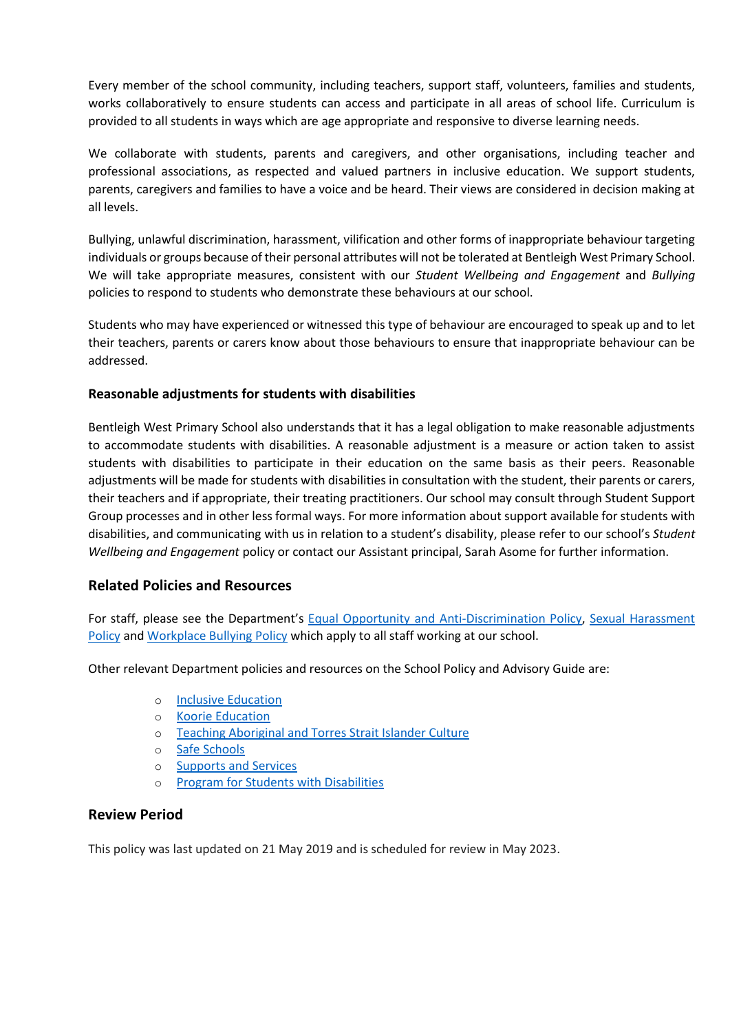Every member of the school community, including teachers, support staff, volunteers, families and students, works collaboratively to ensure students can access and participate in all areas of school life. Curriculum is provided to all students in ways which are age appropriate and responsive to diverse learning needs.

We collaborate with students, parents and caregivers, and other organisations, including teacher and professional associations, as respected and valued partners in inclusive education. We support students, parents, caregivers and families to have a voice and be heard. Their views are considered in decision making at all levels.

Bullying, unlawful discrimination, harassment, vilification and other forms of inappropriate behaviour targeting individuals or groups because of their personal attributes will not be tolerated at Bentleigh West Primary School. We will take appropriate measures, consistent with our *Student Wellbeing and Engagement* and *Bullying* policies to respond to students who demonstrate these behaviours at our school.

Students who may have experienced or witnessed this type of behaviour are encouraged to speak up and to let their teachers, parents or carers know about those behaviours to ensure that inappropriate behaviour can be addressed.

### Reasonable adjustments for students with disabilities

Bentleigh West Primary School also understands that it has a legal obligation to make reasonable adjustments to accommodate students with disabilities. A reasonable adjustment is a measure or action taken to assist students with disabilities to participate in their education on the same basis as their peers. Reasonable adjustments will be made for students with disabilities in consultation with the student, their parents or carers, their teachers and if appropriate, their treating practitioners. Our school may consult through Student Support Group processes and in other less formal ways. For more information about support available for students with disabilities, and communicating with us in relation to a student's disability, please refer to our school's *Student Wellbeing and Engagement* policy or contact our Assistant principal, Sarah Asome for further information.

## Related Policies and Resources

For staff, please see the Department's Equal Opportunity and Anti-Discrimination Policy, Sexual Harassment Policy and Workplace Bullying Policy which apply to all staff working at our school.

Other relevant Department policies and resources on the School Policy and Advisory Guide are:

- Inclusive Education
- Koorie Education
- Teaching Aboriginal and Torres Strait Islander Culture
- Safe Schools
- Supports and Services
- Program for Students with Disabilities

## Review Period

This policy was last updated on 21 May 2019 and is scheduled for review in May 2023.